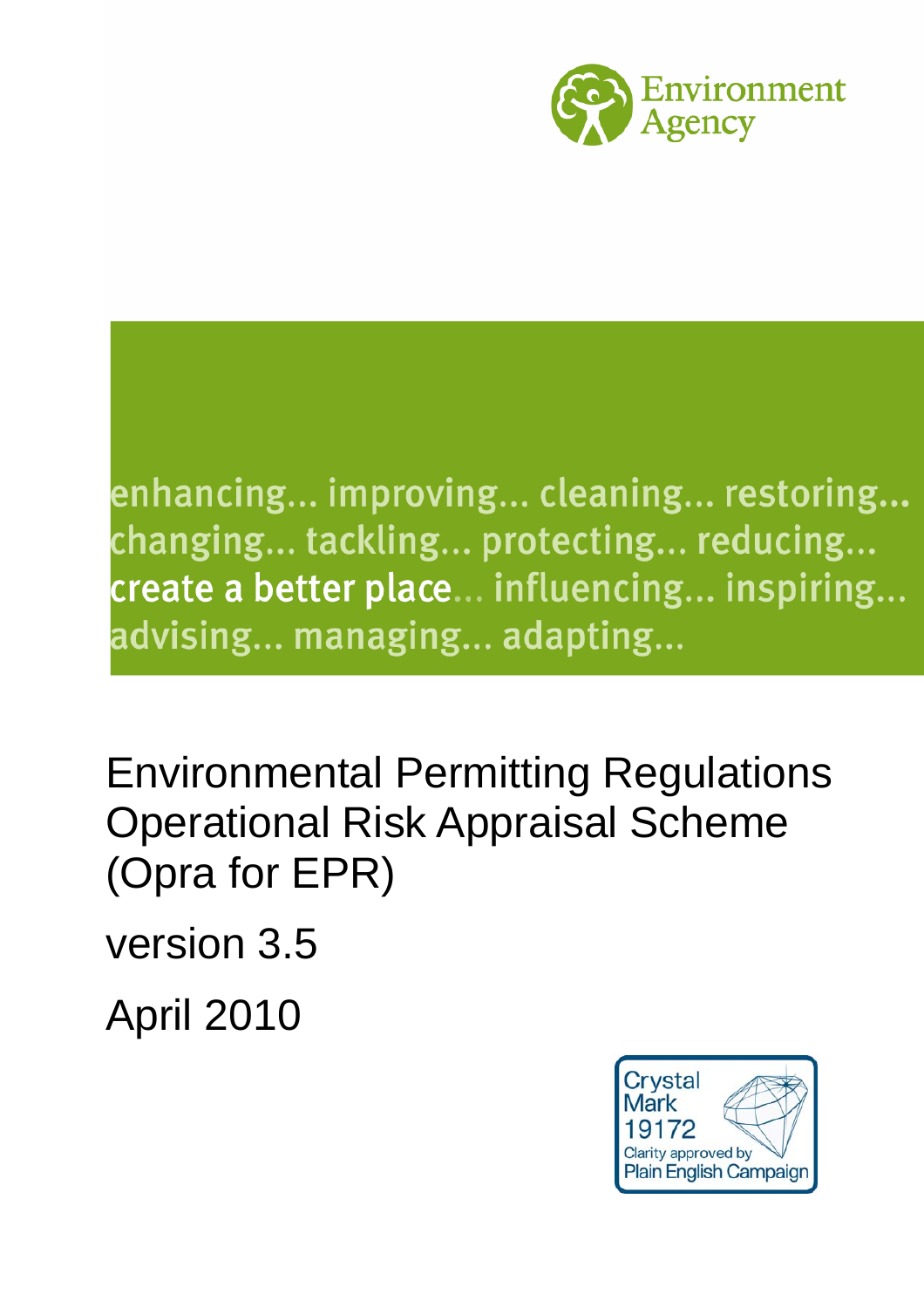Environment Agency

enhancing... improving... cleaning... restoring... changing... tackling... protecting... reducing... create a better place... influencing... inspiring... advising... managing... adapting...

# Environmental Permitting Regulations Operational Risk Appraisal Scheme (Opra for EPR)

version 3.5

April 2010

Crystal Mark 19172
Clarity approved by Plain English Campaign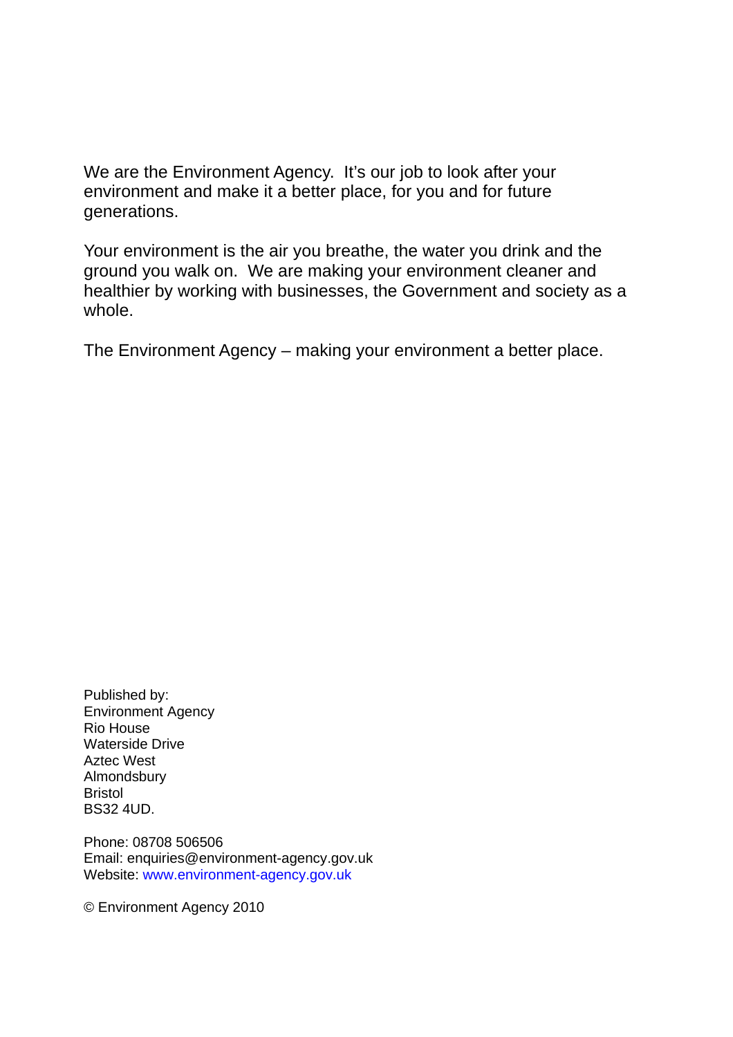We are the Environment Agency. It's our job to look after your environment and make it a better place, for you and for future generations.

Your environment is the air you breathe, the water you drink and the ground you walk on. We are making your environment cleaner and healthier by working with businesses, the Government and society as a whole.

The Environment Agency – making your environment a better place.

Published by:
Environment Agency
Rio House
Waterside Drive
Aztec West
Almondsbury
Bristol
BS32 4UD.

Phone: 08708 506506
Email: enquiries@environment-agency.gov.uk
Website: www.environment-agency.gov.uk

© Environment Agency 2010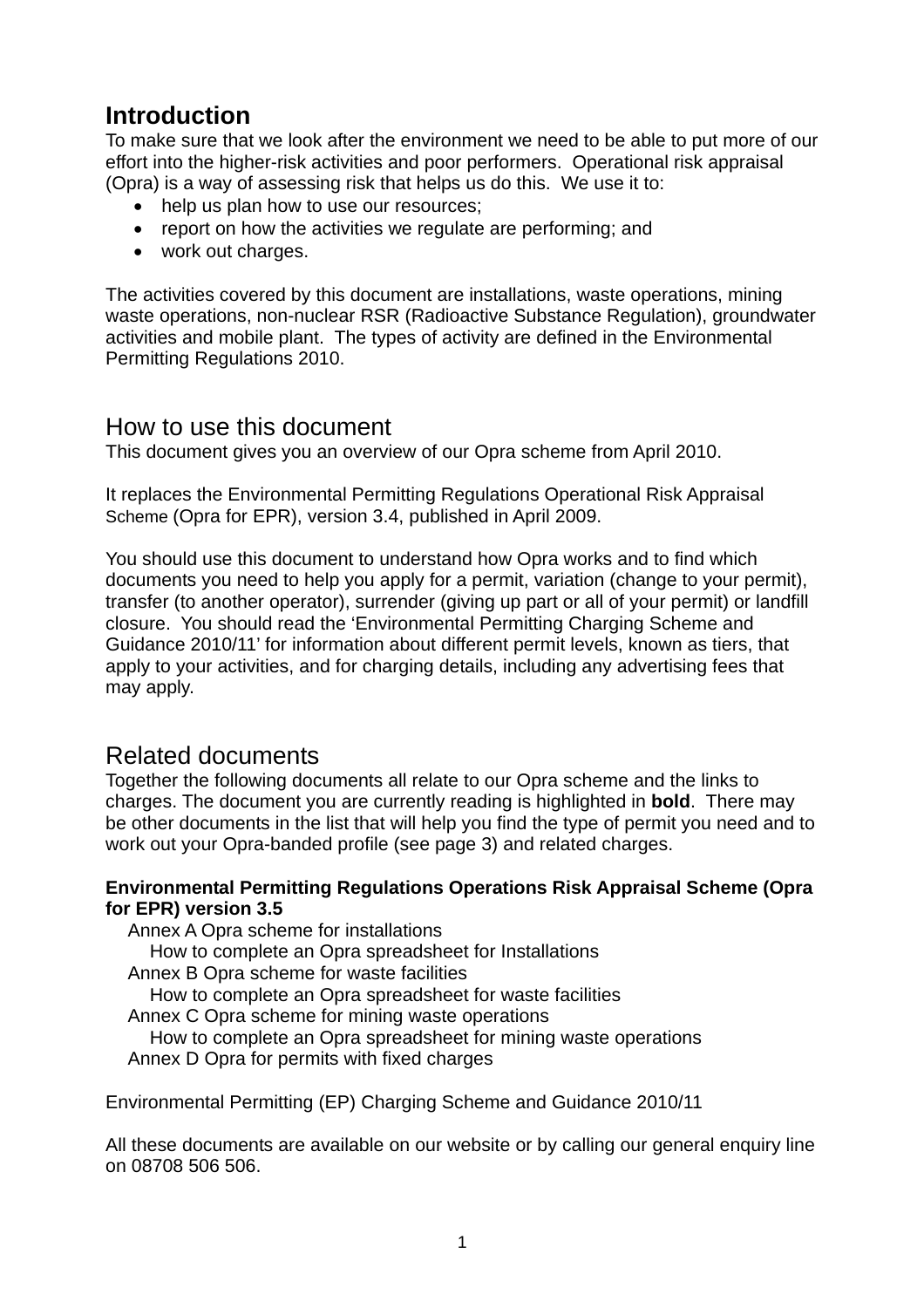## Introduction

To make sure that we look after the environment we need to be able to put more of our effort into the higher-risk activities and poor performers. Operational risk appraisal (Opra) is a way of assessing risk that helps us do this. We use it to:

- help us plan how to use our resources;
- report on how the activities we regulate are performing; and
- work out charges.

The activities covered by this document are installations, waste operations, mining waste operations, non-nuclear RSR (Radioactive Substance Regulation), groundwater activities and mobile plant. The types of activity are defined in the Environmental Permitting Regulations 2010.

## How to use this document

This document gives you an overview of our Opra scheme from April 2010.

It replaces the Environmental Permitting Regulations Operational Risk Appraisal Scheme (Opra for EPR), version 3.4, published in April 2009.

You should use this document to understand how Opra works and to find which documents you need to help you apply for a permit, variation (change to your permit), transfer (to another operator), surrender (giving up part or all of your permit) or landfill closure. You should read the 'Environmental Permitting Charging Scheme and Guidance 2010/11' for information about different permit levels, known as tiers, that apply to your activities, and for charging details, including any advertising fees that may apply.

## Related documents

Together the following documents all relate to our Opra scheme and the links to charges. The document you are currently reading is highlighted in **bold**. There may be other documents in the list that will help you find the type of permit you need and to work out your Opra-banded profile (see page 3) and related charges.

**Environmental Permitting Regulations Operations Risk Appraisal Scheme (Opra for EPR) version 3.5**

- Annex A Opra scheme for installations
  - How to complete an Opra spreadsheet for Installations
- Annex B Opra scheme for waste facilities
  - How to complete an Opra spreadsheet for waste facilities
- Annex C Opra scheme for mining waste operations
  - How to complete an Opra spreadsheet for mining waste operations
- Annex D Opra for permits with fixed charges

Environmental Permitting (EP) Charging Scheme and Guidance 2010/11

All these documents are available on our website or by calling our general enquiry line on 08708 506 506.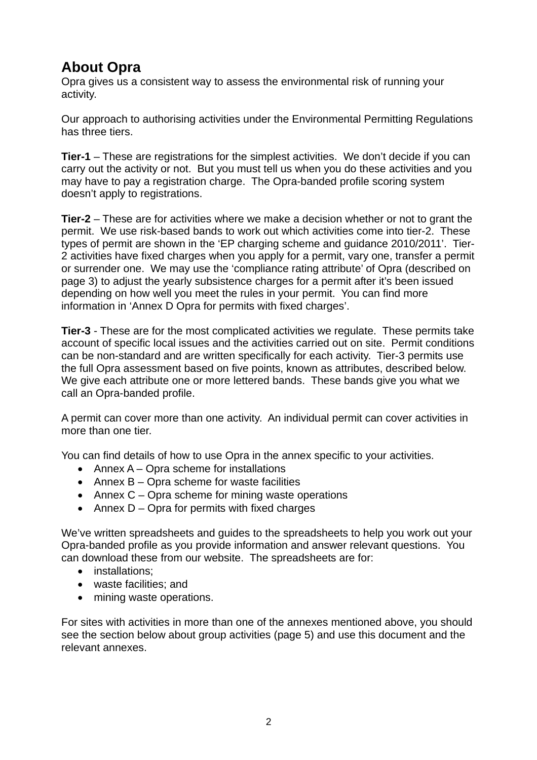## About Opra

Opra gives us a consistent way to assess the environmental risk of running your activity.

Our approach to authorising activities under the Environmental Permitting Regulations has three tiers.

**Tier-1** – These are registrations for the simplest activities. We don't decide if you can carry out the activity or not. But you must tell us when you do these activities and you may have to pay a registration charge. The Opra-banded profile scoring system doesn't apply to registrations.

**Tier-2** – These are for activities where we make a decision whether or not to grant the permit. We use risk-based bands to work out which activities come into tier-2. These types of permit are shown in the 'EP charging scheme and guidance 2010/2011'. Tier-2 activities have fixed charges when you apply for a permit, vary one, transfer a permit or surrender one. We may use the 'compliance rating attribute' of Opra (described on page 3) to adjust the yearly subsistence charges for a permit after it's been issued depending on how well you meet the rules in your permit. You can find more information in 'Annex D Opra for permits with fixed charges'.

**Tier-3** - These are for the most complicated activities we regulate. These permits take account of specific local issues and the activities carried out on site. Permit conditions can be non-standard and are written specifically for each activity. Tier-3 permits use the full Opra assessment based on five points, known as attributes, described below. We give each attribute one or more lettered bands. These bands give you what we call an Opra-banded profile.

A permit can cover more than one activity. An individual permit can cover activities in more than one tier.

You can find details of how to use Opra in the annex specific to your activities.

- Annex A – Opra scheme for installations
- Annex B – Opra scheme for waste facilities
- Annex C – Opra scheme for mining waste operations
- Annex D – Opra for permits with fixed charges

We've written spreadsheets and guides to the spreadsheets to help you work out your Opra-banded profile as you provide information and answer relevant questions. You can download these from our website. The spreadsheets are for:

- installations;
- waste facilities; and
- mining waste operations.

For sites with activities in more than one of the annexes mentioned above, you should see the section below about group activities (page 5) and use this document and the relevant annexes.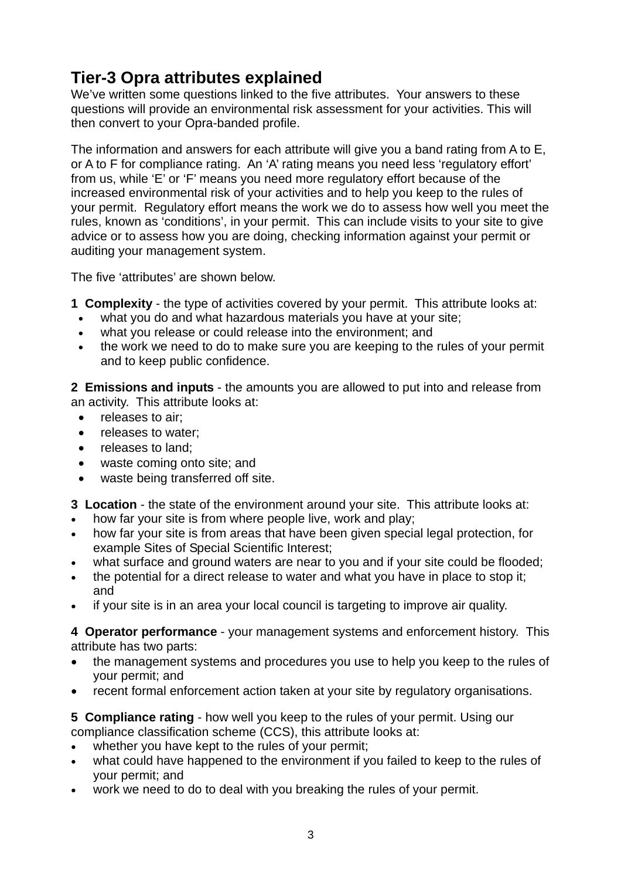## Tier-3 Opra attributes explained

We've written some questions linked to the five attributes. Your answers to these questions will provide an environmental risk assessment for your activities. This will then convert to your Opra-banded profile.

The information and answers for each attribute will give you a band rating from A to E, or A to F for compliance rating. An 'A' rating means you need less 'regulatory effort' from us, while 'E' or 'F' means you need more regulatory effort because of the increased environmental risk of your activities and to help you keep to the rules of your permit. Regulatory effort means the work we do to assess how well you meet the rules, known as 'conditions', in your permit. This can include visits to your site to give advice or to assess how you are doing, checking information against your permit or auditing your management system.

The five 'attributes' are shown below.

**1 Complexity** - the type of activities covered by your permit. This attribute looks at:

- what you do and what hazardous materials you have at your site;
- what you release or could release into the environment; and
- the work we need to do to make sure you are keeping to the rules of your permit and to keep public confidence.

**2 Emissions and inputs** - the amounts you are allowed to put into and release from an activity. This attribute looks at:

- releases to air;
- releases to water;
- releases to land;
- waste coming onto site; and
- waste being transferred off site.

**3 Location** - the state of the environment around your site. This attribute looks at:

- how far your site is from where people live, work and play;
- how far your site is from areas that have been given special legal protection, for example Sites of Special Scientific Interest;
- what surface and ground waters are near to you and if your site could be flooded;
- the potential for a direct release to water and what you have in place to stop it; and
- if your site is in an area your local council is targeting to improve air quality.

**4 Operator performance** - your management systems and enforcement history. This attribute has two parts:

- the management systems and procedures you use to help you keep to the rules of your permit; and
- recent formal enforcement action taken at your site by regulatory organisations.

**5 Compliance rating** - how well you keep to the rules of your permit. Using our compliance classification scheme (CCS), this attribute looks at:

- whether you have kept to the rules of your permit;
- what could have happened to the environment if you failed to keep to the rules of your permit; and
- work we need to do to deal with you breaking the rules of your permit.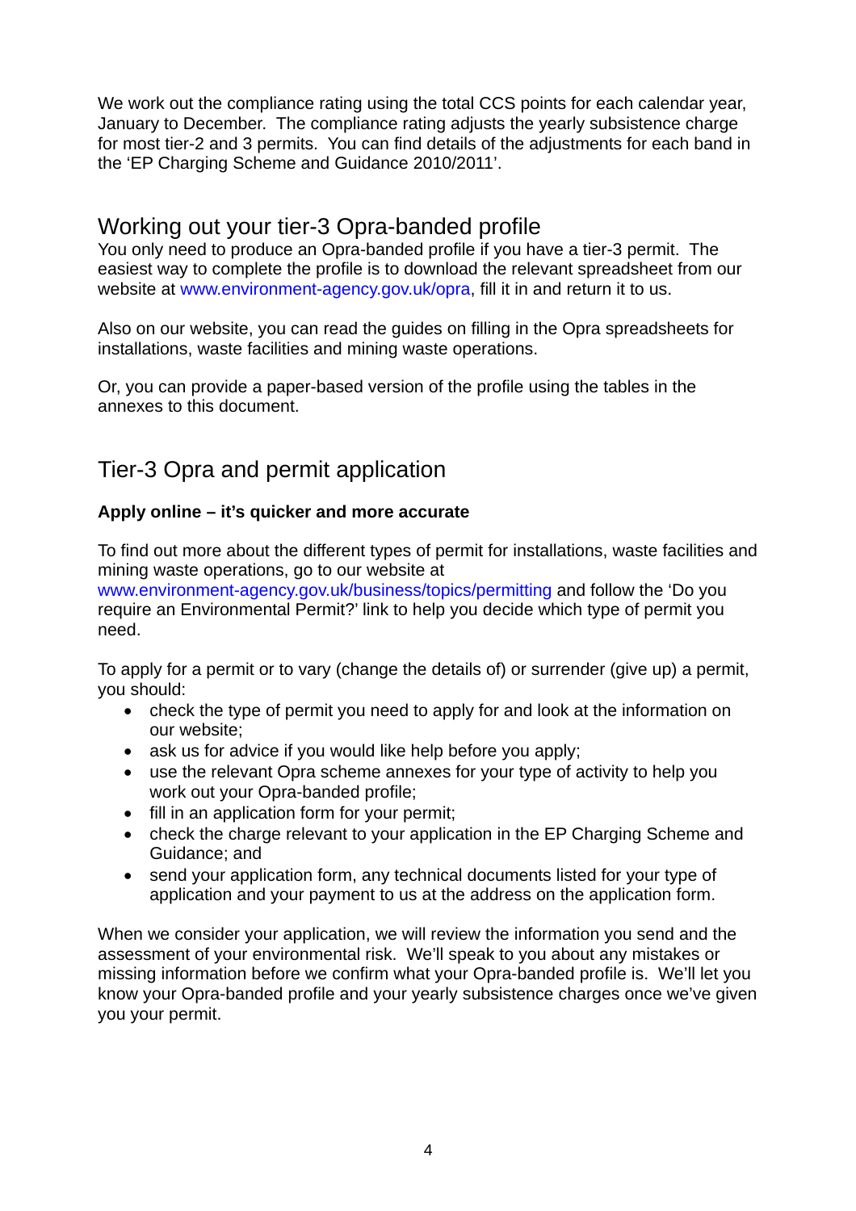We work out the compliance rating using the total CCS points for each calendar year, January to December. The compliance rating adjusts the yearly subsistence charge for most tier-2 and 3 permits. You can find details of the adjustments for each band in the 'EP Charging Scheme and Guidance 2010/2011'.

## Working out your tier-3 Opra-banded profile

You only need to produce an Opra-banded profile if you have a tier-3 permit. The easiest way to complete the profile is to download the relevant spreadsheet from our website at www.environment-agency.gov.uk/opra, fill it in and return it to us.

Also on our website, you can read the guides on filling in the Opra spreadsheets for installations, waste facilities and mining waste operations.

Or, you can provide a paper-based version of the profile using the tables in the annexes to this document.

## Tier-3 Opra and permit application

**Apply online – it's quicker and more accurate**

To find out more about the different types of permit for installations, waste facilities and mining waste operations, go to our website at www.environment-agency.gov.uk/business/topics/permitting and follow the 'Do you require an Environmental Permit?' link to help you decide which type of permit you need.

To apply for a permit or to vary (change the details of) or surrender (give up) a permit, you should:

- check the type of permit you need to apply for and look at the information on our website;
- ask us for advice if you would like help before you apply;
- use the relevant Opra scheme annexes for your type of activity to help you work out your Opra-banded profile;
- fill in an application form for your permit;
- check the charge relevant to your application in the EP Charging Scheme and Guidance; and
- send your application form, any technical documents listed for your type of application and your payment to us at the address on the application form.

When we consider your application, we will review the information you send and the assessment of your environmental risk. We'll speak to you about any mistakes or missing information before we confirm what your Opra-banded profile is. We'll let you know your Opra-banded profile and your yearly subsistence charges once we've given you your permit.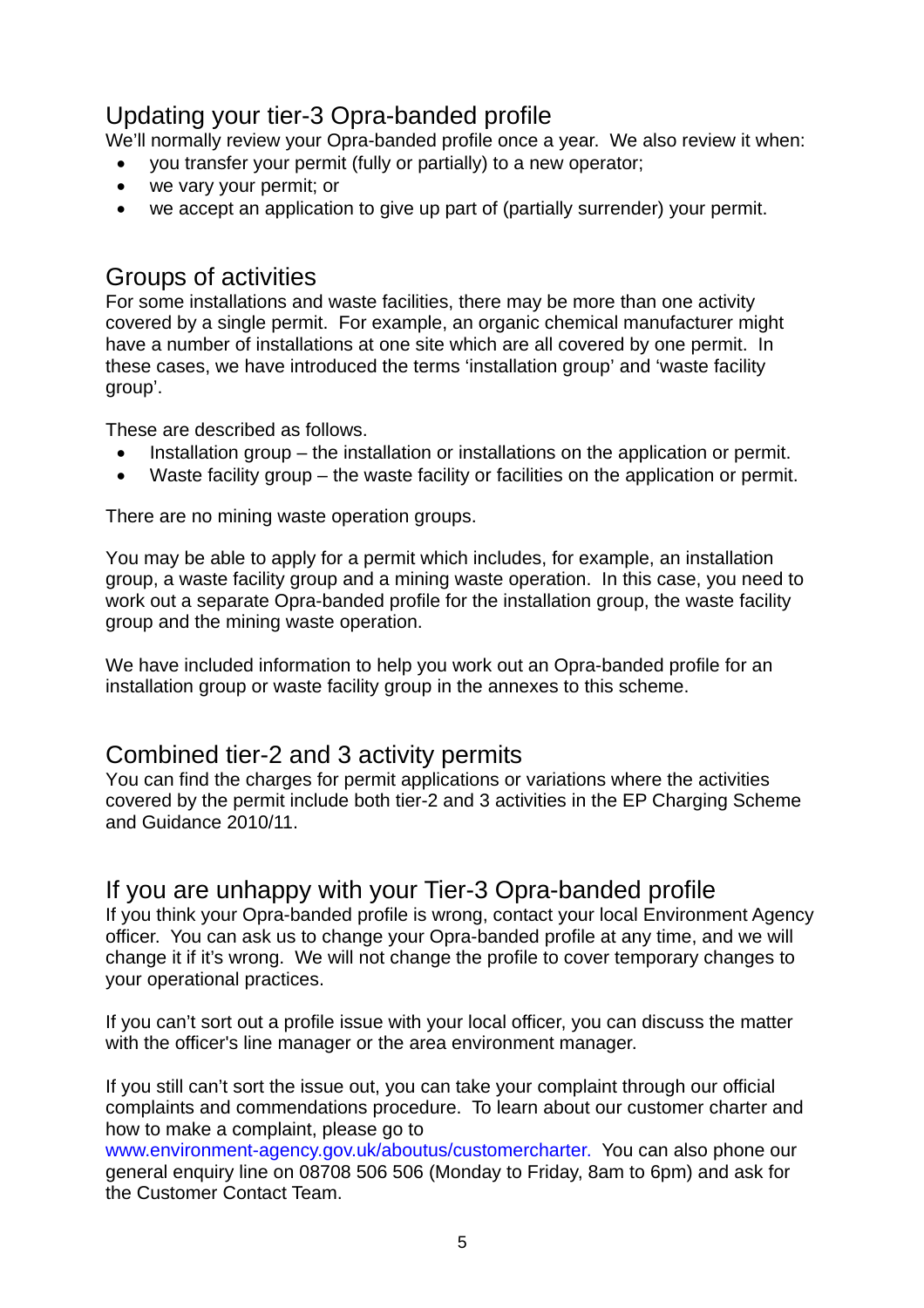## Updating your tier-3 Opra-banded profile

We'll normally review your Opra-banded profile once a year. We also review it when:

- you transfer your permit (fully or partially) to a new operator;
- we vary your permit; or
- we accept an application to give up part of (partially surrender) your permit.

## Groups of activities

For some installations and waste facilities, there may be more than one activity covered by a single permit. For example, an organic chemical manufacturer might have a number of installations at one site which are all covered by one permit. In these cases, we have introduced the terms 'installation group' and 'waste facility group'.

These are described as follows.

- Installation group – the installation or installations on the application or permit.
- Waste facility group – the waste facility or facilities on the application or permit.

There are no mining waste operation groups.

You may be able to apply for a permit which includes, for example, an installation group, a waste facility group and a mining waste operation. In this case, you need to work out a separate Opra-banded profile for the installation group, the waste facility group and the mining waste operation.

We have included information to help you work out an Opra-banded profile for an installation group or waste facility group in the annexes to this scheme.

## Combined tier-2 and 3 activity permits

You can find the charges for permit applications or variations where the activities covered by the permit include both tier-2 and 3 activities in the EP Charging Scheme and Guidance 2010/11.

## If you are unhappy with your Tier-3 Opra-banded profile

If you think your Opra-banded profile is wrong, contact your local Environment Agency officer. You can ask us to change your Opra-banded profile at any time, and we will change it if it's wrong. We will not change the profile to cover temporary changes to your operational practices.

If you can't sort out a profile issue with your local officer, you can discuss the matter with the officer's line manager or the area environment manager.

If you still can't sort the issue out, you can take your complaint through our official complaints and commendations procedure. To learn about our customer charter and how to make a complaint, please go to www.environment-agency.gov.uk/aboutus/customercharter. You can also phone our general enquiry line on 08708 506 506 (Monday to Friday, 8am to 6pm) and ask for the Customer Contact Team.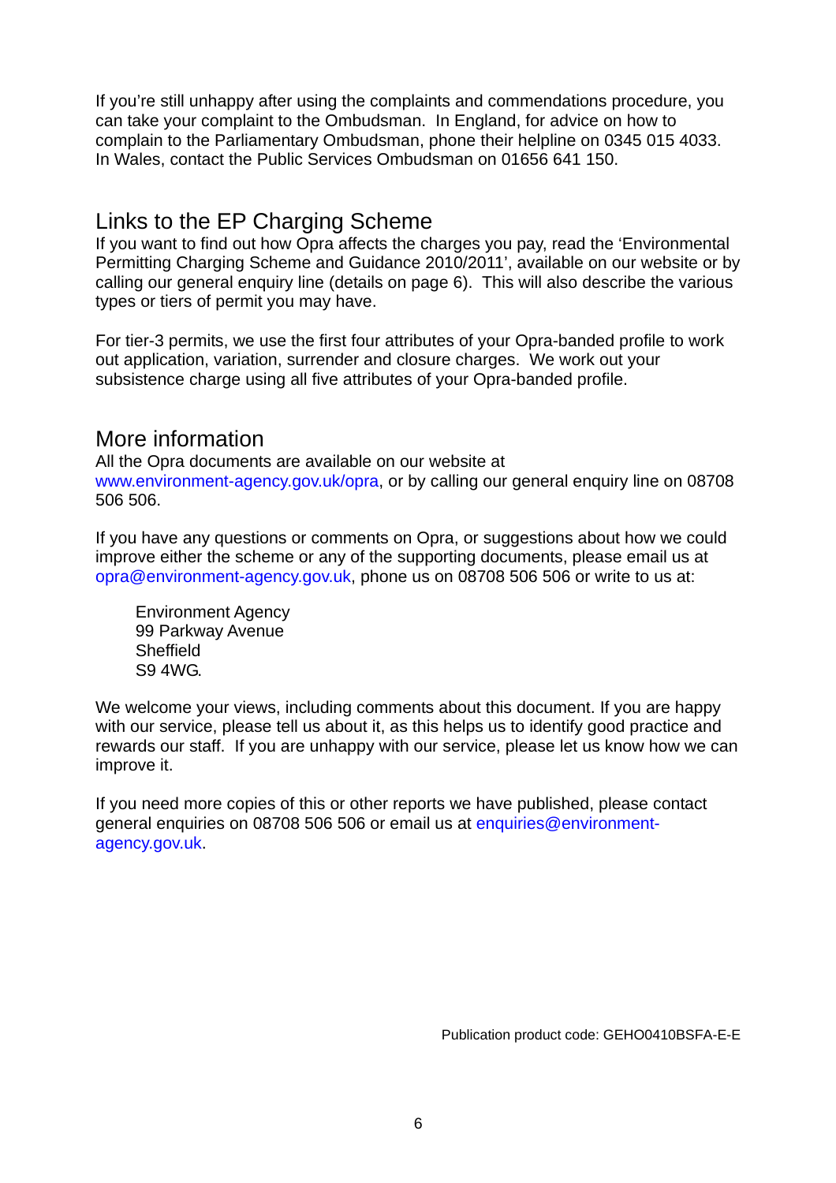If you're still unhappy after using the complaints and commendations procedure, you can take your complaint to the Ombudsman. In England, for advice on how to complain to the Parliamentary Ombudsman, phone their helpline on 0345 015 4033. In Wales, contact the Public Services Ombudsman on 01656 641 150.

## Links to the EP Charging Scheme

If you want to find out how Opra affects the charges you pay, read the 'Environmental Permitting Charging Scheme and Guidance 2010/2011', available on our website or by calling our general enquiry line (details on page 6). This will also describe the various types or tiers of permit you may have.

For tier-3 permits, we use the first four attributes of your Opra-banded profile to work out application, variation, surrender and closure charges. We work out your subsistence charge using all five attributes of your Opra-banded profile.

## More information

All the Opra documents are available on our website at www.environment-agency.gov.uk/opra, or by calling our general enquiry line on 08708 506 506.

If you have any questions or comments on Opra, or suggestions about how we could improve either the scheme or any of the supporting documents, please email us at opra@environment-agency.gov.uk, phone us on 08708 506 506 or write to us at:

Environment Agency
99 Parkway Avenue
Sheffield
S9 4WG.

We welcome your views, including comments about this document. If you are happy with our service, please tell us about it, as this helps us to identify good practice and rewards our staff. If you are unhappy with our service, please let us know how we can improve it.

If you need more copies of this or other reports we have published, please contact general enquiries on 08708 506 506 or email us at enquiries@environment-agency.gov.uk.

Publication product code: GEHO0410BSFA-E-E